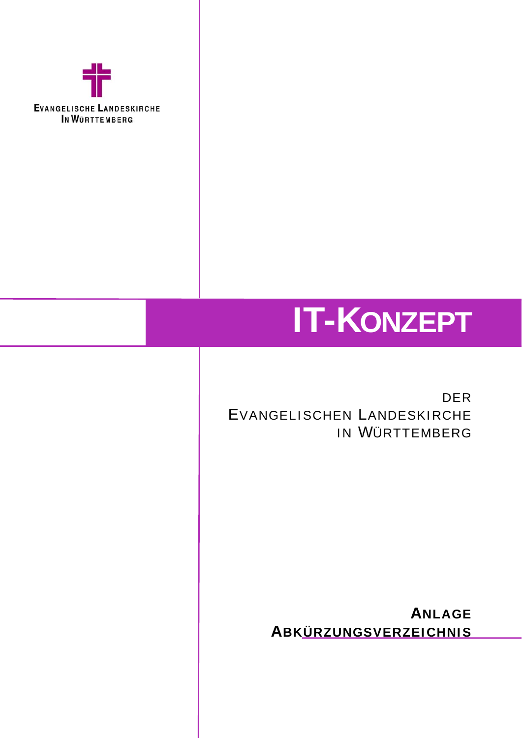Evangelische Landeskirche
in Württemberg

# IT-Konzept

der
Evangelischen Landeskirche
in Württemberg

**Anlage**
**Abkürzungsverzeichnis**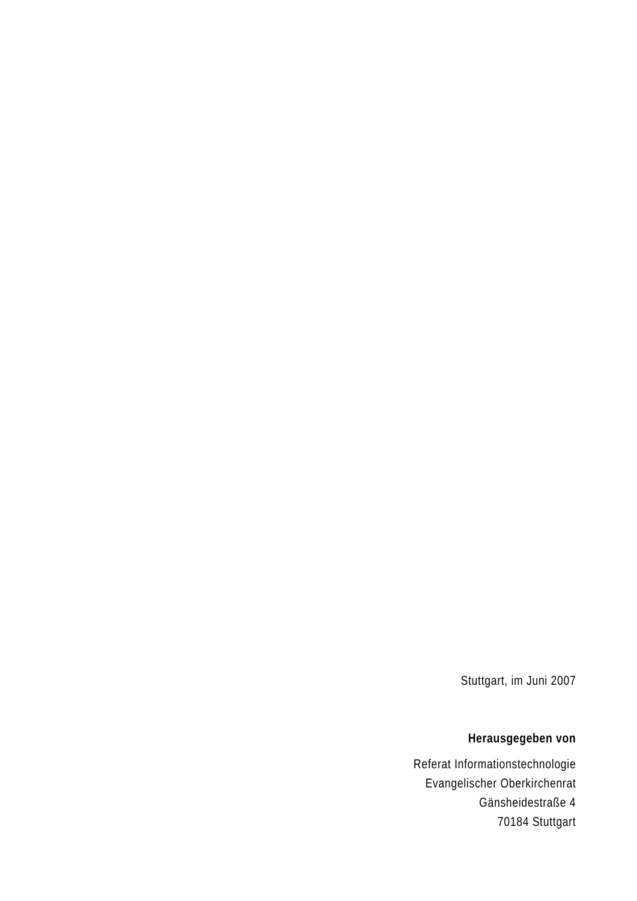Stuttgart, im Juni 2007

**Herausgegeben von**

Referat Informationstechnologie
Evangelischer Oberkirchenrat
Gänsheidestraße 4
70184 Stuttgart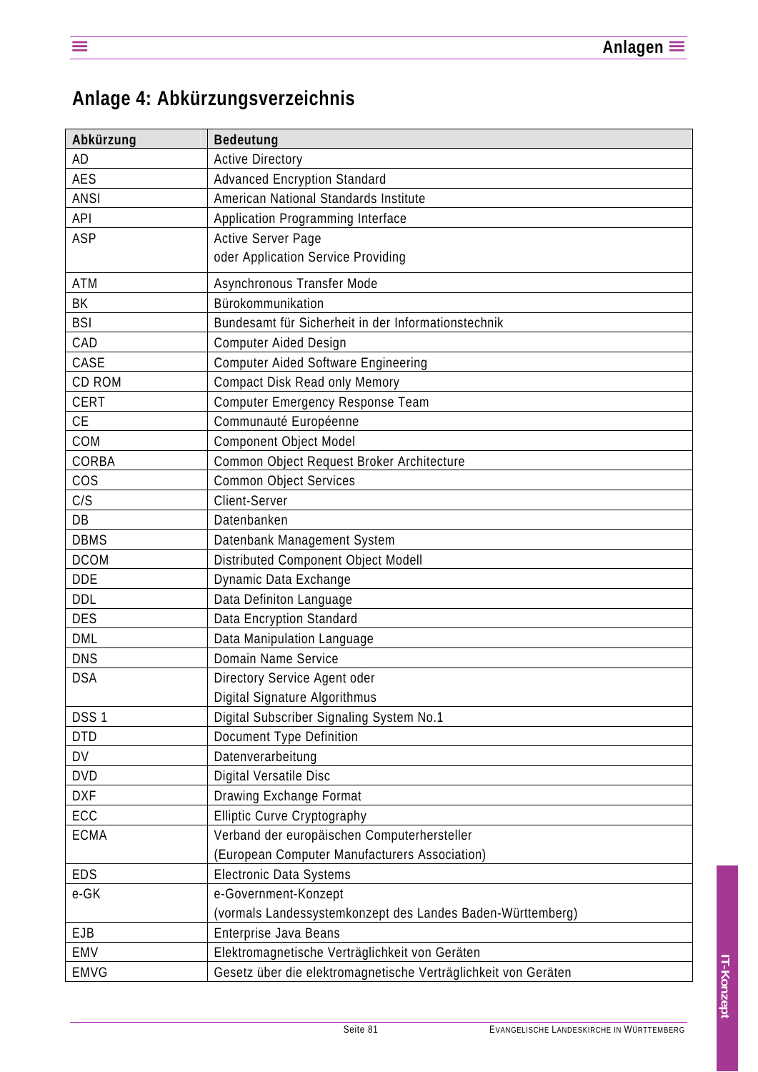## Anlage 4: Abkürzungsverzeichnis

| Abkürzung | Bedeutung |
|---|---|
| AD | Active Directory |
| AES | Advanced Encryption Standard |
| ANSI | American National Standards Institute |
| API | Application Programming Interface |
| ASP | Active Server Page<br>oder Application Service Providing |
| ATM | Asynchronous Transfer Mode |
| BK | Bürokommunikation |
| BSI | Bundesamt für Sicherheit in der Informationstechnik |
| CAD | Computer Aided Design |
| CASE | Computer Aided Software Engineering |
| CD ROM | Compact Disk Read only Memory |
| CERT | Computer Emergency Response Team |
| CE | Communauté Européenne |
| COM | Component Object Model |
| CORBA | Common Object Request Broker Architecture |
| COS | Common Object Services |
| C/S | Client-Server |
| DB | Datenbanken |
| DBMS | Datenbank Management System |
| DCOM | Distributed Component Object Modell |
| DDE | Dynamic Data Exchange |
| DDL | Data Definiton Language |
| DES | Data Encryption Standard |
| DML | Data Manipulation Language |
| DNS | Domain Name Service |
| DSA | Directory Service Agent oder<br>Digital Signature Algorithmus |
| DSS 1 | Digital Subscriber Signaling System No.1 |
| DTD | Document Type Definition |
| DV | Datenverarbeitung |
| DVD | Digital Versatile Disc |
| DXF | Drawing Exchange Format |
| ECC | Elliptic Curve Cryptography |
| ECMA | Verband der europäischen Computerhersteller<br>(European Computer Manufacturers Association) |
| EDS | Electronic Data Systems |
| e-GK | e-Government-Konzept<br>(vormals Landessystemkonzept des Landes Baden-Württemberg) |
| EJB | Enterprise Java Beans |
| EMV | Elektromagnetische Verträglichkeit von Geräten |
| EMVG | Gesetz über die elektromagnetische Verträglichkeit von Geräten |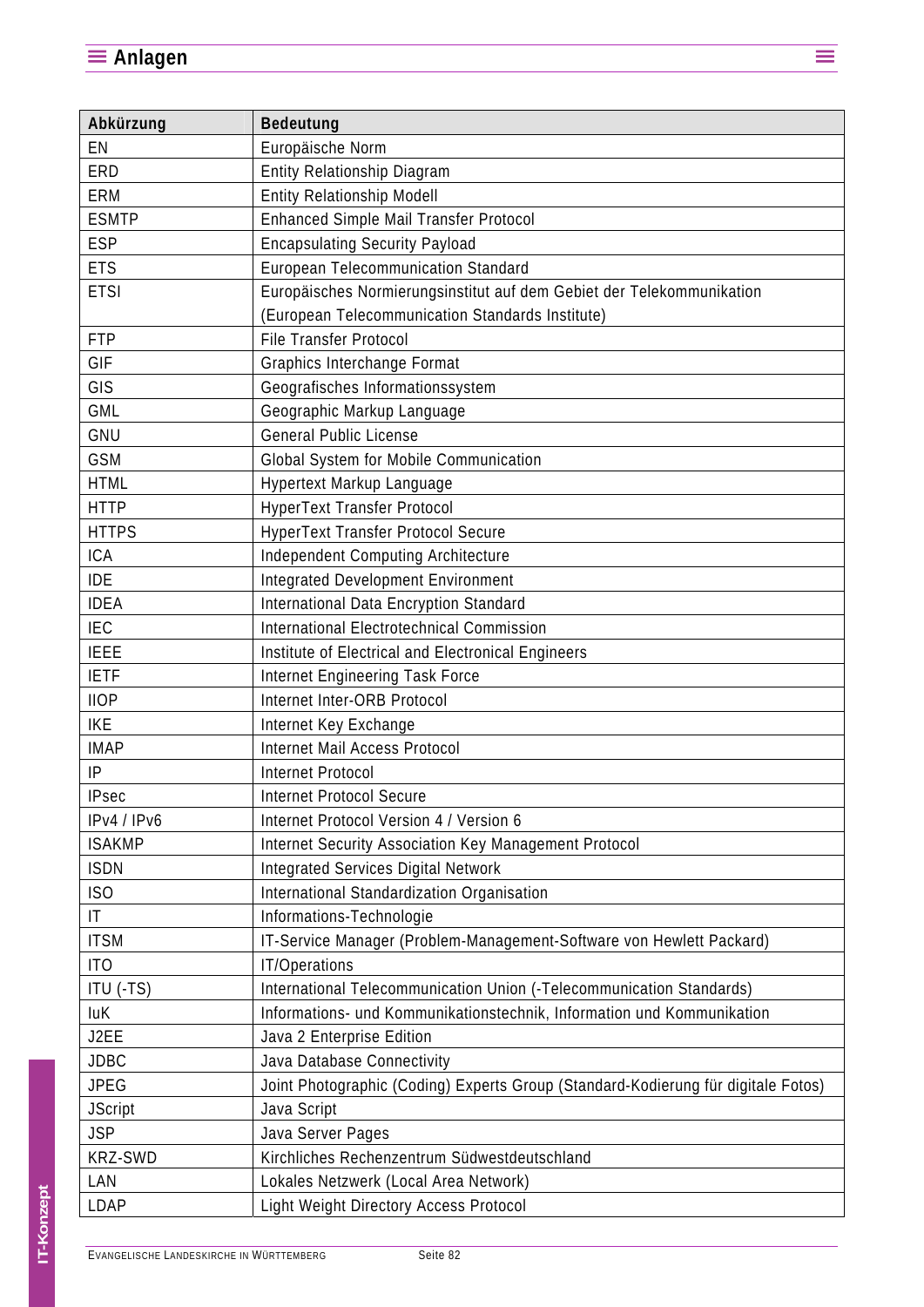| Abkürzung | Bedeutung |
|---|---|
| EN | Europäische Norm |
| ERD | Entity Relationship Diagram |
| ERM | Entity Relationship Modell |
| ESMTP | Enhanced Simple Mail Transfer Protocol |
| ESP | Encapsulating Security Payload |
| ETS | European Telecommunication Standard |
| ETSI | Europäisches Normierungsinstitut auf dem Gebiet der Telekommunikation (European Telecommunication Standards Institute) |
| FTP | File Transfer Protocol |
| GIF | Graphics Interchange Format |
| GIS | Geografisches Informationssystem |
| GML | Geographic Markup Language |
| GNU | General Public License |
| GSM | Global System for Mobile Communication |
| HTML | Hypertext Markup Language |
| HTTP | HyperText Transfer Protocol |
| HTTPS | HyperText Transfer Protocol Secure |
| ICA | Independent Computing Architecture |
| IDE | Integrated Development Environment |
| IDEA | International Data Encryption Standard |
| IEC | International Electrotechnical Commission |
| IEEE | Institute of Electrical and Electronical Engineers |
| IETF | Internet Engineering Task Force |
| IIOP | Internet Inter-ORB Protocol |
| IKE | Internet Key Exchange |
| IMAP | Internet Mail Access Protocol |
| IP | Internet Protocol |
| IPsec | Internet Protocol Secure |
| IPv4 / IPv6 | Internet Protocol Version 4 / Version 6 |
| ISAKMP | Internet Security Association Key Management Protocol |
| ISDN | Integrated Services Digital Network |
| ISO | International Standardization Organisation |
| IT | Informations-Technologie |
| ITSM | IT-Service Manager (Problem-Management-Software von Hewlett Packard) |
| ITO | IT/Operations |
| ITU (-TS) | International Telecommunication Union (-Telecommunication Standards) |
| IuK | Informations- und Kommunikationstechnik, Information und Kommunikation |
| J2EE | Java 2 Enterprise Edition |
| JDBC | Java Database Connectivity |
| JPEG | Joint Photographic (Coding) Experts Group (Standard-Kodierung für digitale Fotos) |
| JScript | Java Script |
| JSP | Java Server Pages |
| KRZ-SWD | Kirchliches Rechenzentrum Südwestdeutschland |
| LAN | Lokales Netzwerk (Local Area Network) |
| LDAP | Light Weight Directory Access Protocol |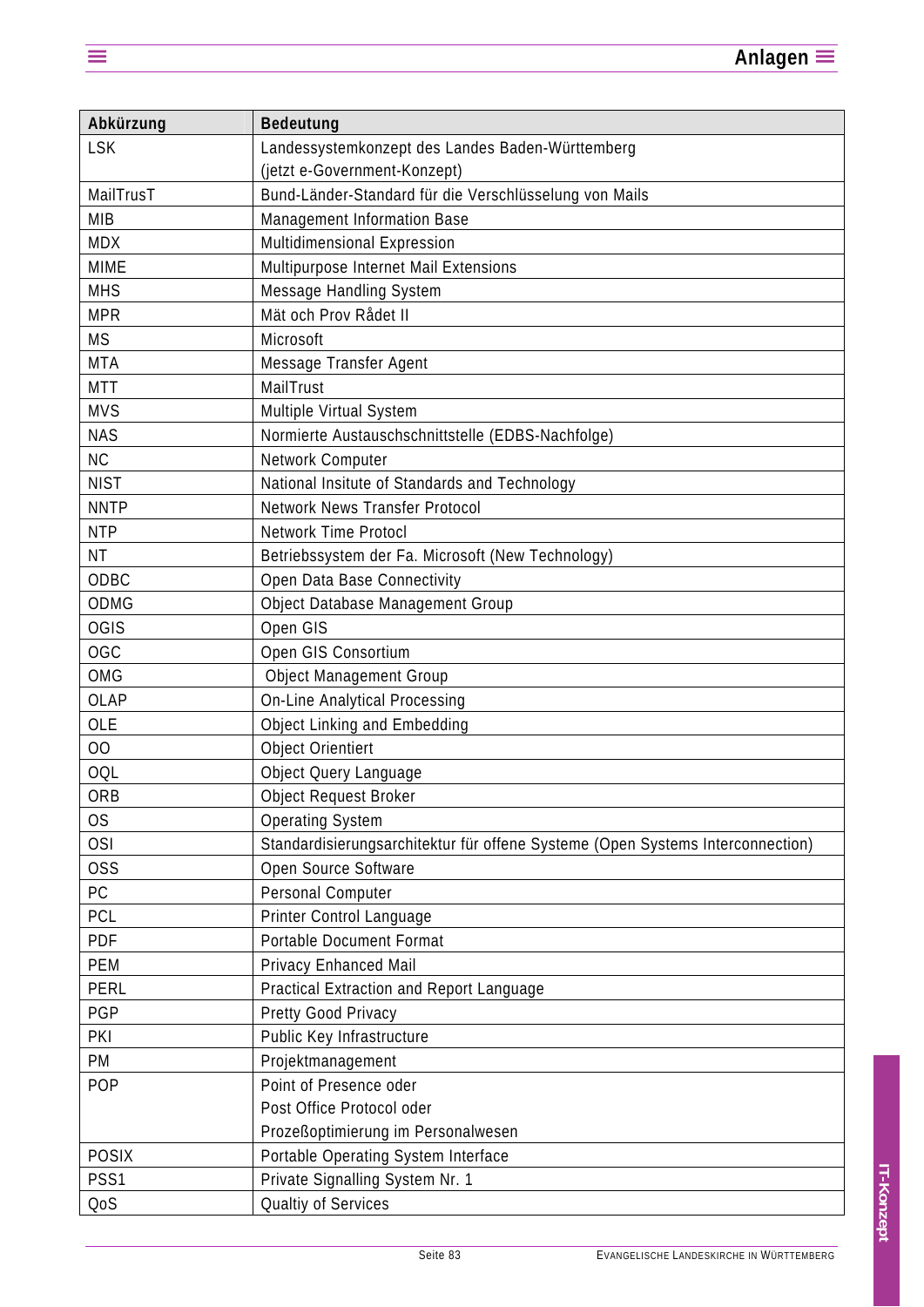| Abkürzung | Bedeutung |
|---|---|
| LSK | Landessystemkonzept des Landes Baden-Württemberg (jetzt e-Government-Konzept) |
| MailTrusT | Bund-Länder-Standard für die Verschlüsselung von Mails |
| MIB | Management Information Base |
| MDX | Multidimensional Expression |
| MIME | Multipurpose Internet Mail Extensions |
| MHS | Message Handling System |
| MPR | Mät och Prov Rådet II |
| MS | Microsoft |
| MTA | Message Transfer Agent |
| MTT | MailTrust |
| MVS | Multiple Virtual System |
| NAS | Normierte Austauschschnittstelle (EDBS-Nachfolge) |
| NC | Network Computer |
| NIST | National Insitute of Standards and Technology |
| NNTP | Network News Transfer Protocol |
| NTP | Network Time Protocl |
| NT | Betriebssystem der Fa. Microsoft (New Technology) |
| ODBC | Open Data Base Connectivity |
| ODMG | Object Database Management Group |
| OGIS | Open GIS |
| OGC | Open GIS Consortium |
| OMG | Object Management Group |
| OLAP | On-Line Analytical Processing |
| OLE | Object Linking and Embedding |
| OO | Object Orientiert |
| OQL | Object Query Language |
| ORB | Object Request Broker |
| OS | Operating System |
| OSI | Standardisierungsarchitektur für offene Systeme (Open Systems Interconnection) |
| OSS | Open Source Software |
| PC | Personal Computer |
| PCL | Printer Control Language |
| PDF | Portable Document Format |
| PEM | Privacy Enhanced Mail |
| PERL | Practical Extraction and Report Language |
| PGP | Pretty Good Privacy |
| PKI | Public Key Infrastructure |
| PM | Projektmanagement |
| POP | Point of Presence oder<br>Post Office Protocol oder<br>Prozeßoptimierung im Personalwesen |
| POSIX | Portable Operating System Interface |
| PSS1 | Private Signalling System Nr. 1 |
| QoS | Qualtiy of Services |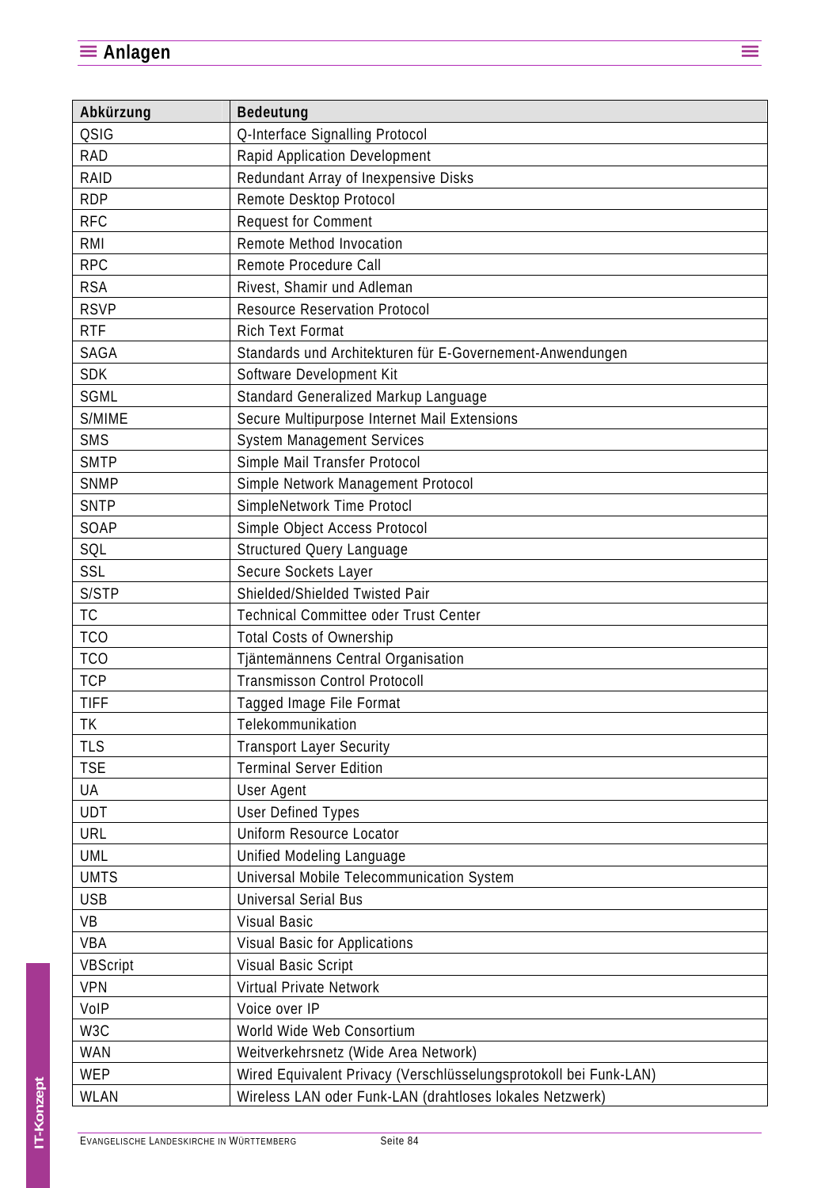| Abkürzung | Bedeutung |
|---|---|
| QSIG | Q-Interface Signalling Protocol |
| RAD | Rapid Application Development |
| RAID | Redundant Array of Inexpensive Disks |
| RDP | Remote Desktop Protocol |
| RFC | Request for Comment |
| RMI | Remote Method Invocation |
| RPC | Remote Procedure Call |
| RSA | Rivest, Shamir und Adleman |
| RSVP | Resource Reservation Protocol |
| RTF | Rich Text Format |
| SAGA | Standards und Architekturen für E-Governement-Anwendungen |
| SDK | Software Development Kit |
| SGML | Standard Generalized Markup Language |
| S/MIME | Secure Multipurpose Internet Mail Extensions |
| SMS | System Management Services |
| SMTP | Simple Mail Transfer Protocol |
| SNMP | Simple Network Management Protocol |
| SNTP | SimpleNetwork Time Protocl |
| SOAP | Simple Object Access Protocol |
| SQL | Structured Query Language |
| SSL | Secure Sockets Layer |
| S/STP | Shielded/Shielded Twisted Pair |
| TC | Technical Committee oder Trust Center |
| TCO | Total Costs of Ownership |
| TCO | Tjäntemännens Central Organisation |
| TCP | Transmisson Control Protocoll |
| TIFF | Tagged Image File Format |
| TK | Telekommunikation |
| TLS | Transport Layer Security |
| TSE | Terminal Server Edition |
| UA | User Agent |
| UDT | User Defined Types |
| URL | Uniform Resource Locator |
| UML | Unified Modeling Language |
| UMTS | Universal Mobile Telecommunication System |
| USB | Universal Serial Bus |
| VB | Visual Basic |
| VBA | Visual Basic for Applications |
| VBScript | Visual Basic Script |
| VPN | Virtual Private Network |
| VoIP | Voice over IP |
| W3C | World Wide Web Consortium |
| WAN | Weitverkehrsnetz (Wide Area Network) |
| WEP | Wired Equivalent Privacy (Verschlüsselungsprotokoll bei Funk-LAN) |
| WLAN | Wireless LAN oder Funk-LAN (drahtloses lokales Netzwerk) |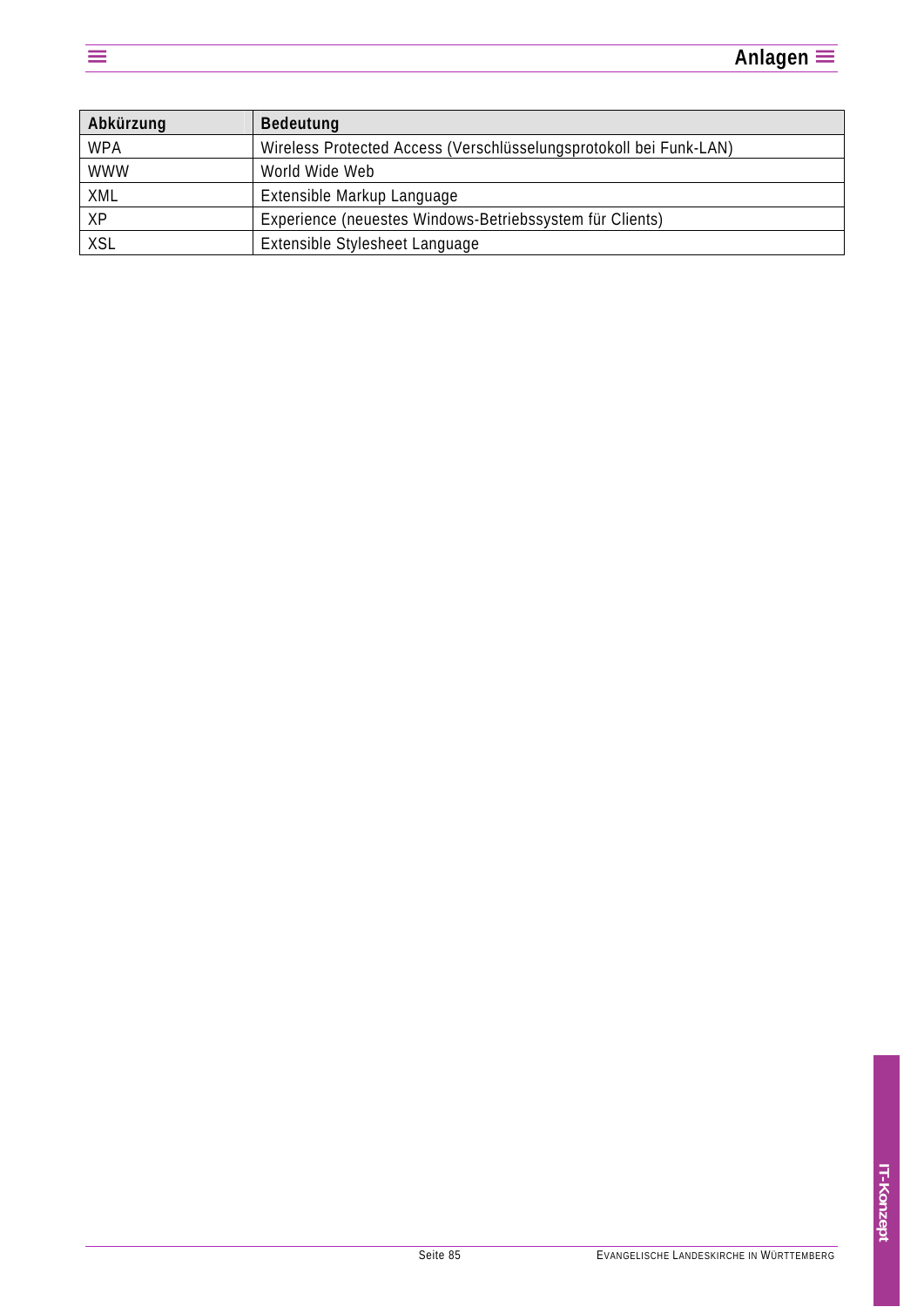| Abkürzung | Bedeutung |
|---|---|
| WPA | Wireless Protected Access (Verschlüsselungsprotokoll bei Funk-LAN) |
| WWW | World Wide Web |
| XML | Extensible Markup Language |
| XP | Experience (neuestes Windows-Betriebssystem für Clients) |
| XSL | Extensible Stylesheet Language |